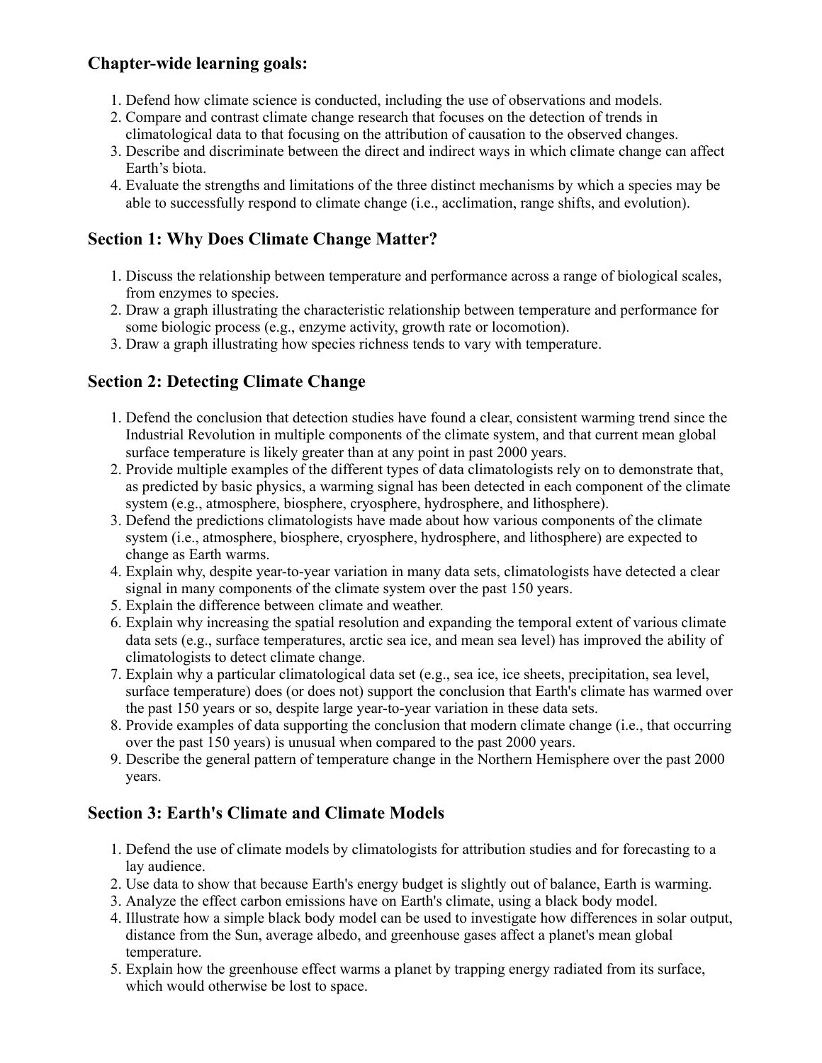### Chapter-wide learning goals:

1. Defend how climate science is conducted, including the use of observations and models.
2. Compare and contrast climate change research that focuses on the detection of trends in climatological data to that focusing on the attribution of causation to the observed changes.
3. Describe and discriminate between the direct and indirect ways in which climate change can affect Earth's biota.
4. Evaluate the strengths and limitations of the three distinct mechanisms by which a species may be able to successfully respond to climate change (i.e., acclimation, range shifts, and evolution).

## Section 1: Why Does Climate Change Matter?

1. Discuss the relationship between temperature and performance across a range of biological scales, from enzymes to species.
2. Draw a graph illustrating the characteristic relationship between temperature and performance for some biologic process (e.g., enzyme activity, growth rate or locomotion).
3. Draw a graph illustrating how species richness tends to vary with temperature.

## Section 2: Detecting Climate Change

1. Defend the conclusion that detection studies have found a clear, consistent warming trend since the Industrial Revolution in multiple components of the climate system, and that current mean global surface temperature is likely greater than at any point in past 2000 years.
2. Provide multiple examples of the different types of data climatologists rely on to demonstrate that, as predicted by basic physics, a warming signal has been detected in each component of the climate system (e.g., atmosphere, biosphere, cryosphere, hydrosphere, and lithosphere).
3. Defend the predictions climatologists have made about how various components of the climate system (i.e., atmosphere, biosphere, cryosphere, hydrosphere, and lithosphere) are expected to change as Earth warms.
4. Explain why, despite year-to-year variation in many data sets, climatologists have detected a clear signal in many components of the climate system over the past 150 years.
5. Explain the difference between climate and weather.
6. Explain why increasing the spatial resolution and expanding the temporal extent of various climate data sets (e.g., surface temperatures, arctic sea ice, and mean sea level) has improved the ability of climatologists to detect climate change.
7. Explain why a particular climatological data set (e.g., sea ice, ice sheets, precipitation, sea level, surface temperature) does (or does not) support the conclusion that Earth's climate has warmed over the past 150 years or so, despite large year-to-year variation in these data sets.
8. Provide examples of data supporting the conclusion that modern climate change (i.e., that occurring over the past 150 years) is unusual when compared to the past 2000 years.
9. Describe the general pattern of temperature change in the Northern Hemisphere over the past 2000 years.

## Section 3: Earth's Climate and Climate Models

1. Defend the use of climate models by climatologists for attribution studies and for forecasting to a lay audience.
2. Use data to show that because Earth's energy budget is slightly out of balance, Earth is warming.
3. Analyze the effect carbon emissions have on Earth's climate, using a black body model.
4. Illustrate how a simple black body model can be used to investigate how differences in solar output, distance from the Sun, average albedo, and greenhouse gases affect a planet's mean global temperature.
5. Explain how the greenhouse effect warms a planet by trapping energy radiated from its surface, which would otherwise be lost to space.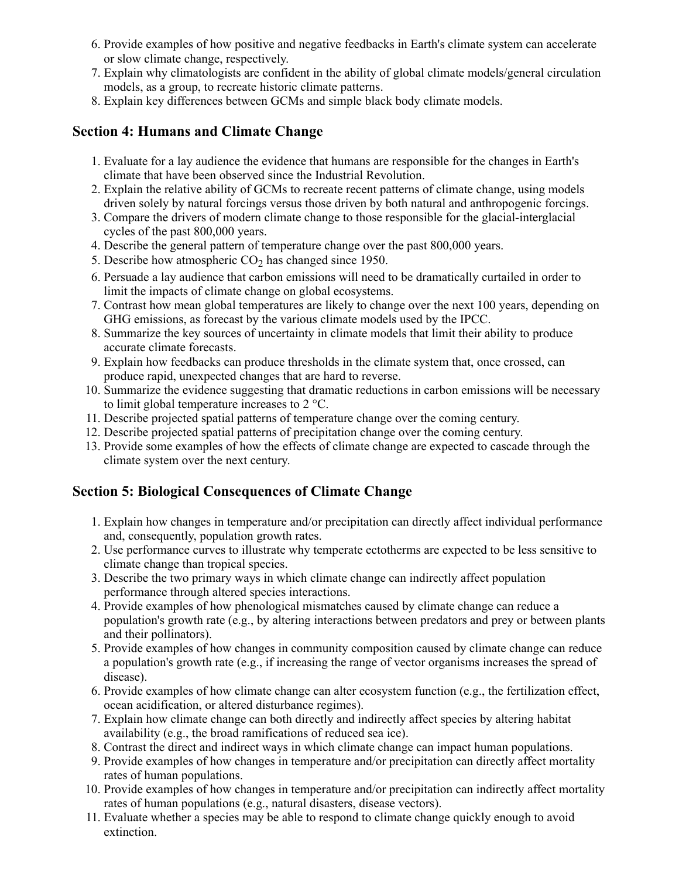6. Provide examples of how positive and negative feedbacks in Earth's climate system can accelerate or slow climate change, respectively.
7. Explain why climatologists are confident in the ability of global climate models/general circulation models, as a group, to recreate historic climate patterns.
8. Explain key differences between GCMs and simple black body climate models.

## Section 4: Humans and Climate Change

1. Evaluate for a lay audience the evidence that humans are responsible for the changes in Earth's climate that have been observed since the Industrial Revolution.
2. Explain the relative ability of GCMs to recreate recent patterns of climate change, using models driven solely by natural forcings versus those driven by both natural and anthropogenic forcings.
3. Compare the drivers of modern climate change to those responsible for the glacial-interglacial cycles of the past 800,000 years.
4. Describe the general pattern of temperature change over the past 800,000 years.
5. Describe how atmospheric $CO_2$ has changed since 1950.
6. Persuade a lay audience that carbon emissions will need to be dramatically curtailed in order to limit the impacts of climate change on global ecosystems.
7. Contrast how mean global temperatures are likely to change over the next 100 years, depending on GHG emissions, as forecast by the various climate models used by the IPCC.
8. Summarize the key sources of uncertainty in climate models that limit their ability to produce accurate climate forecasts.
9. Explain how feedbacks can produce thresholds in the climate system that, once crossed, can produce rapid, unexpected changes that are hard to reverse.
10. Summarize the evidence suggesting that dramatic reductions in carbon emissions will be necessary to limit global temperature increases to 2 °C.
11. Describe projected spatial patterns of temperature change over the coming century.
12. Describe projected spatial patterns of precipitation change over the coming century.
13. Provide some examples of how the effects of climate change are expected to cascade through the climate system over the next century.

## Section 5: Biological Consequences of Climate Change

1. Explain how changes in temperature and/or precipitation can directly affect individual performance and, consequently, population growth rates.
2. Use performance curves to illustrate why temperate ectotherms are expected to be less sensitive to climate change than tropical species.
3. Describe the two primary ways in which climate change can indirectly affect population performance through altered species interactions.
4. Provide examples of how phenological mismatches caused by climate change can reduce a population's growth rate (e.g., by altering interactions between predators and prey or between plants and their pollinators).
5. Provide examples of how changes in community composition caused by climate change can reduce a population's growth rate (e.g., if increasing the range of vector organisms increases the spread of disease).
6. Provide examples of how climate change can alter ecosystem function (e.g., the fertilization effect, ocean acidification, or altered disturbance regimes).
7. Explain how climate change can both directly and indirectly affect species by altering habitat availability (e.g., the broad ramifications of reduced sea ice).
8. Contrast the direct and indirect ways in which climate change can impact human populations.
9. Provide examples of how changes in temperature and/or precipitation can directly affect mortality rates of human populations.
10. Provide examples of how changes in temperature and/or precipitation can indirectly affect mortality rates of human populations (e.g., natural disasters, disease vectors).
11. Evaluate whether a species may be able to respond to climate change quickly enough to avoid extinction.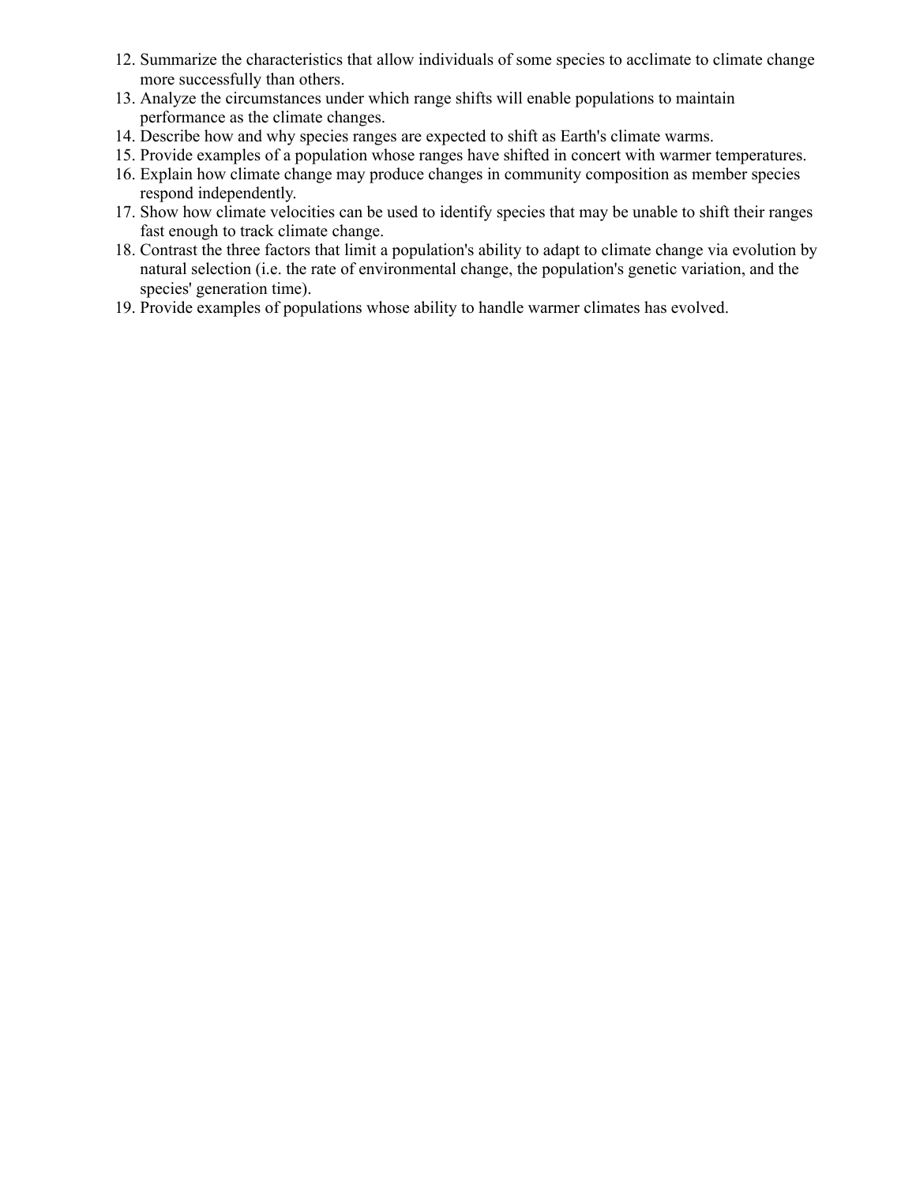12. Summarize the characteristics that allow individuals of some species to acclimate to climate change more successfully than others.
13. Analyze the circumstances under which range shifts will enable populations to maintain performance as the climate changes.
14. Describe how and why species ranges are expected to shift as Earth's climate warms.
15. Provide examples of a population whose ranges have shifted in concert with warmer temperatures.
16. Explain how climate change may produce changes in community composition as member species respond independently.
17. Show how climate velocities can be used to identify species that may be unable to shift their ranges fast enough to track climate change.
18. Contrast the three factors that limit a population's ability to adapt to climate change via evolution by natural selection (i.e. the rate of environmental change, the population's genetic variation, and the species' generation time).
19. Provide examples of populations whose ability to handle warmer climates has evolved.